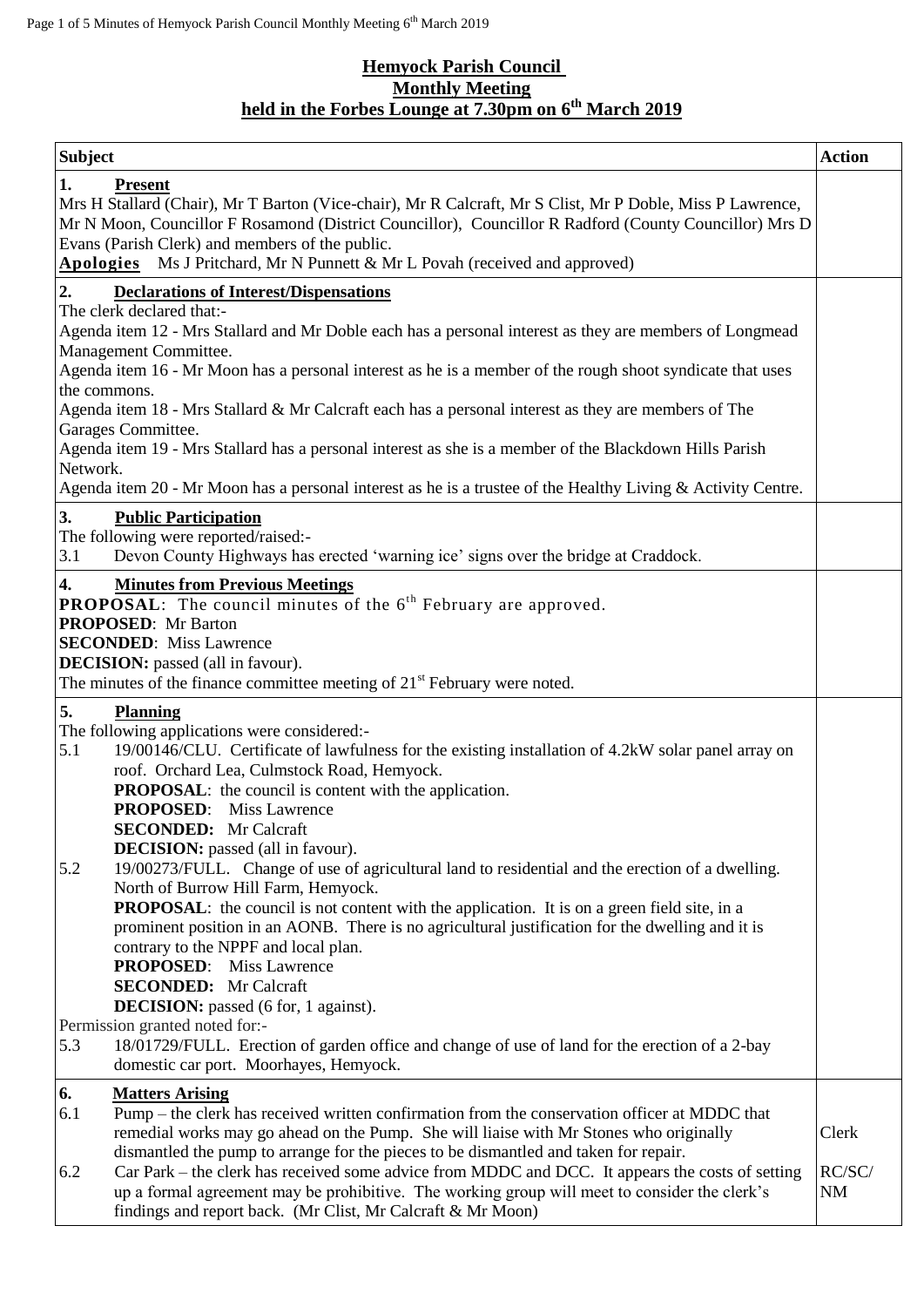# Hemyock Parish Council
## Monthly Meeting
### held in the Forbes Lounge at 7.30pm on 6th March 2019

| Subject | Action |
|---|---|
| **1. Present**<br>Mrs H Stallard (Chair), Mr T Barton (Vice-chair), Mr R Calcraft, Mr S Clist, Mr P Doble, Miss P Lawrence, Mr N Moon, Councillor F Rosamond (District Councillor), Councillor R Radford (County Councillor) Mrs D Evans (Parish Clerk) and members of the public.<br>**Apologies** Ms J Pritchard, Mr N Punnett & Mr L Povah (received and approved) | |
| **2. Declarations of Interest/Dispensations**<br>The clerk declared that:-<br>Agenda item 12 - Mrs Stallard and Mr Doble each has a personal interest as they are members of Longmead Management Committee.<br>Agenda item 16 - Mr Moon has a personal interest as he is a member of the rough shoot syndicate that uses the commons.<br>Agenda item 18 - Mrs Stallard & Mr Calcraft each has a personal interest as they are members of The Garages Committee.<br>Agenda item 19 - Mrs Stallard has a personal interest as she is a member of the Blackdown Hills Parish Network.<br>Agenda item 20 - Mr Moon has a personal interest as he is a trustee of the Healthy Living & Activity Centre. | |
| **3. Public Participation**<br>The following were reported/raised:-<br>3.1 Devon County Highways has erected 'warning ice' signs over the bridge at Craddock. | |
| **4. Minutes from Previous Meetings**<br>**PROPOSAL**: The council minutes of the 6th February are approved.<br>**PROPOSED**: Mr Barton<br>**SECONDED**: Miss Lawrence<br>**DECISION:** passed (all in favour).<br>The minutes of the finance committee meeting of 21st February were noted. | |
| **5. Planning**<br>The following applications were considered:-<br>5.1 19/00146/CLU. Certificate of lawfulness for the existing installation of 4.2kW solar panel array on roof. Orchard Lea, Culmstock Road, Hemyock.<br>**PROPOSAL**: the council is content with the application.<br>**PROPOSED**: Miss Lawrence<br>**SECONDED:** Mr Calcraft<br>**DECISION:** passed (all in favour).<br>5.2 19/00273/FULL. Change of use of agricultural land to residential and the erection of a dwelling. North of Burrow Hill Farm, Hemyock.<br>**PROPOSAL**: the council is not content with the application. It is on a green field site, in a prominent position in an AONB. There is no agricultural justification for the dwelling and it is contrary to the NPPF and local plan.<br>**PROPOSED**: Miss Lawrence<br>**SECONDED:** Mr Calcraft<br>**DECISION:** passed (6 for, 1 against).<br>Permission granted noted for:-<br>5.3 18/01729/FULL. Erection of garden office and change of use of land for the erection of a 2-bay domestic car port. Moorhayes, Hemyock. | |
| **6. Matters Arising**<br>6.1 Pump – the clerk has received written confirmation from the conservation officer at MDDC that remedial works may go ahead on the Pump. She will liaise with Mr Stones who originally dismantled the pump to arrange for the pieces to be dismantled and taken for repair.<br>6.2 Car Park – the clerk has received some advice from MDDC and DCC. It appears the costs of setting up a formal agreement may be prohibitive. The working group will meet to consider the clerk's findings and report back. (Mr Clist, Mr Calcraft & Mr Moon) | Clerk<br><br>RC/SC/NM |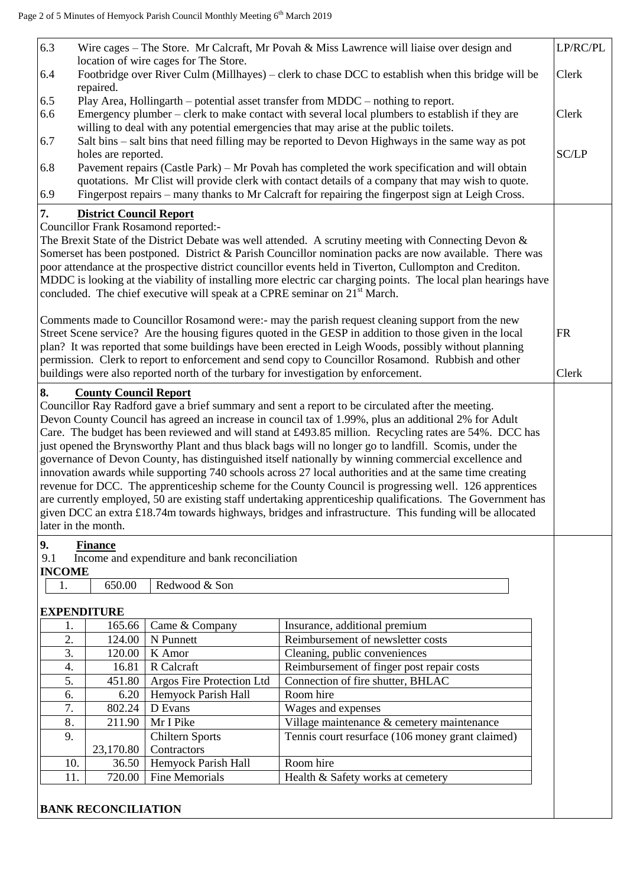| | | |
|---|---|---|
| 6.3 | Wire cages – The Store. Mr Calcraft, Mr Povah & Miss Lawrence will liaise over design and location of wire cages for The Store. | LP/RC/PL |
| 6.4 | Footbridge over River Culm (Millhayes) – clerk to chase DCC to establish when this bridge will be repaired. | Clerk |
| 6.5 | Play Area, Hollingarth – potential asset transfer from MDDC – nothing to report. | |
| 6.6 | Emergency plumber – clerk to make contact with several local plumbers to establish if they are willing to deal with any potential emergencies that may arise at the public toilets. | Clerk |
| 6.7 | Salt bins – salt bins that need filling may be reported to Devon Highways in the same way as pot holes are reported. | SC/LP |
| 6.8 | Pavement repairs (Castle Park) – Mr Povah has completed the work specification and will obtain quotations. Mr Clist will provide clerk with contact details of a company that may wish to quote. | |
| 6.9 | Fingerpost repairs – many thanks to Mr Calcraft for repairing the fingerpost sign at Leigh Cross. | |

## 7. District Council Report

Councillor Frank Rosamond reported:-

The Brexit State of the District Debate was well attended. A scrutiny meeting with Connecting Devon & Somerset has been postponed. District & Parish Councillor nomination packs are now available. There was poor attendance at the prospective district councillor events held in Tiverton, Cullompton and Crediton. MDDC is looking at the viability of installing more electric car charging points. The local plan hearings have concluded. The chief executive will speak at a CPRE seminar on 21st March.

Comments made to Councillor Rosamond were:- may the parish request cleaning support from the new Street Scene service? Are the housing figures quoted in the GESP in addition to those given in the local plan? It was reported that some buildings have been erected in Leigh Woods, possibly without planning permission. Clerk to report to enforcement and send copy to Councillor Rosamond. Rubbish and other buildings were also reported north of the turbary for investigation by enforcement. — **FR** / **Clerk**

## 8. County Council Report

Councillor Ray Radford gave a brief summary and sent a report to be circulated after the meeting. Devon County Council has agreed an increase in council tax of 1.99%, plus an additional 2% for Adult Care. The budget has been reviewed and will stand at £493.85 million. Recycling rates are 54%. DCC has just opened the Brynsworthy Plant and thus black bags will no longer go to landfill. Scomis, under the governance of Devon County, has distinguished itself nationally by winning commercial excellence and innovation awards while supporting 740 schools across 27 local authorities and at the same time creating revenue for DCC. The apprenticeship scheme for the County Council is progressing well. 126 apprentices are currently employed, 50 are existing staff undertaking apprenticeship qualifications. The Government has given DCC an extra £18.74m towards highways, bridges and infrastructure. This funding will be allocated later in the month.

## 9. Finance

9.1 Income and expenditure and bank reconciliation

**INCOME**

| | | |
|---|---|---|
| 1. | 650.00 | Redwood & Son |

**EXPENDITURE**

| | | | |
|---|---|---|---|
| 1. | 165.66 | Came & Company | Insurance, additional premium |
| 2. | 124.00 | N Punnett | Reimbursement of newsletter costs |
| 3. | 120.00 | K Amor | Cleaning, public conveniences |
| 4. | 16.81 | R Calcraft | Reimbursement of finger post repair costs |
| 5. | 451.80 | Argos Fire Protection Ltd | Connection of fire shutter, BHLAC |
| 6. | 6.20 | Hemyock Parish Hall | Room hire |
| 7. | 802.24 | D Evans | Wages and expenses |
| 8. | 211.90 | Mr I Pike | Village maintenance & cemetery maintenance |
| 9. | 23,170.80 | Chiltern Sports Contractors | Tennis court resurface (106 money grant claimed) |
| 10. | 36.50 | Hemyock Parish Hall | Room hire |
| 11. | 720.00 | Fine Memorials | Health & Safety works at cemetery |

**BANK RECONCILIATION**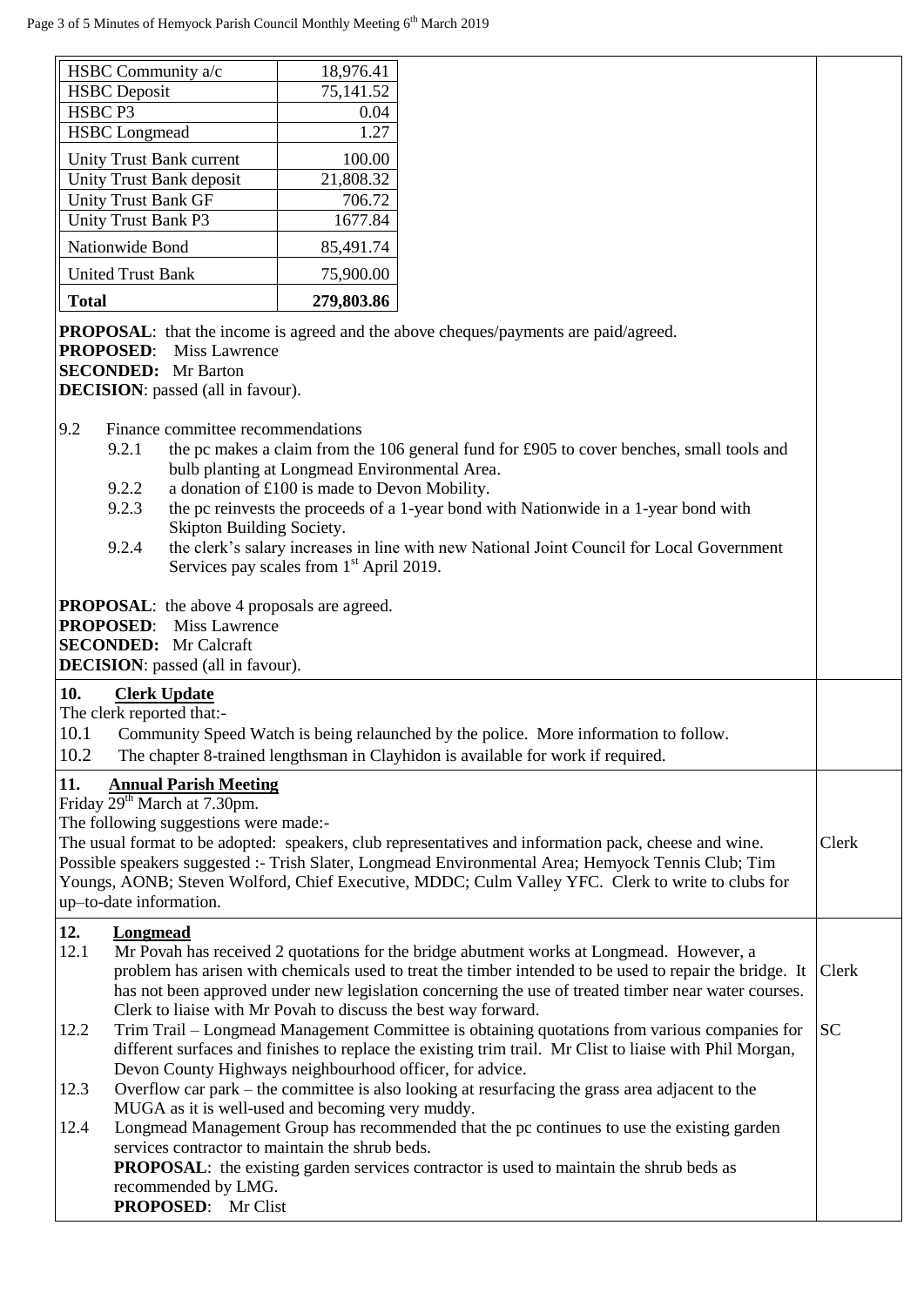| | |
|---|---|
| HSBC Community a/c | 18,976.41 |
| HSBC Deposit | 75,141.52 |
| HSBC P3 | 0.04 |
| HSBC Longmead | 1.27 |
| Unity Trust Bank current | 100.00 |
| Unity Trust Bank deposit | 21,808.32 |
| Unity Trust Bank GF | 706.72 |
| Unity Trust Bank P3 | 1677.84 |
| Nationwide Bond | 85,491.74 |
| United Trust Bank | 75,900.00 |
| **Total** | **279,803.86** |

**PROPOSAL**: that the income is agreed and the above cheques/payments are paid/agreed.
**PROPOSED**: Miss Lawrence
**SECONDED:** Mr Barton
**DECISION**: passed (all in favour).

9.2 Finance committee recommendations

- 9.2.1 the pc makes a claim from the 106 general fund for £905 to cover benches, small tools and bulb planting at Longmead Environmental Area.
- 9.2.2 a donation of £100 is made to Devon Mobility.
- 9.2.3 the pc reinvests the proceeds of a 1-year bond with Nationwide in a 1-year bond with Skipton Building Society.
- 9.2.4 the clerk's salary increases in line with new National Joint Council for Local Government Services pay scales from 1st April 2019.

**PROPOSAL**: the above 4 proposals are agreed.
**PROPOSED**: Miss Lawrence
**SECONDED:** Mr Calcraft
**DECISION**: passed (all in favour).

## 10. Clerk Update

The clerk reported that:-

10.1 Community Speed Watch is being relaunched by the police. More information to follow.

10.2 The chapter 8-trained lengthsman in Clayhidon is available for work if required.

## 11. Annual Parish Meeting

Friday 29th March at 7.30pm.

The following suggestions were made:-

The usual format to be adopted: speakers, club representatives and information pack, cheese and wine. Possible speakers suggested :- Trish Slater, Longmead Environmental Area; Hemyock Tennis Club; Tim Youngs, AONB; Steven Wolford, Chief Executive, MDDC; Culm Valley YFC. Clerk to write to clubs for up–to-date information. **Clerk**

## 12. Longmead

12.1 Mr Povah has received 2 quotations for the bridge abutment works at Longmead. However, a problem has arisen with chemicals used to treat the timber intended to be used to repair the bridge. It has not been approved under new legislation concerning the use of treated timber near water courses. Clerk to liaise with Mr Povah to discuss the best way forward. **Clerk**

12.2 Trim Trail – Longmead Management Committee is obtaining quotations from various companies for different surfaces and finishes to replace the existing trim trail. Mr Clist to liaise with Phil Morgan, Devon County Highways neighbourhood officer, for advice. **SC**

12.3 Overflow car park – the committee is also looking at resurfacing the grass area adjacent to the MUGA as it is well-used and becoming very muddy.

12.4 Longmead Management Group has recommended that the pc continues to use the existing garden services contractor to maintain the shrub beds.

**PROPOSAL**: the existing garden services contractor is used to maintain the shrub beds as recommended by LMG.
**PROPOSED**: Mr Clist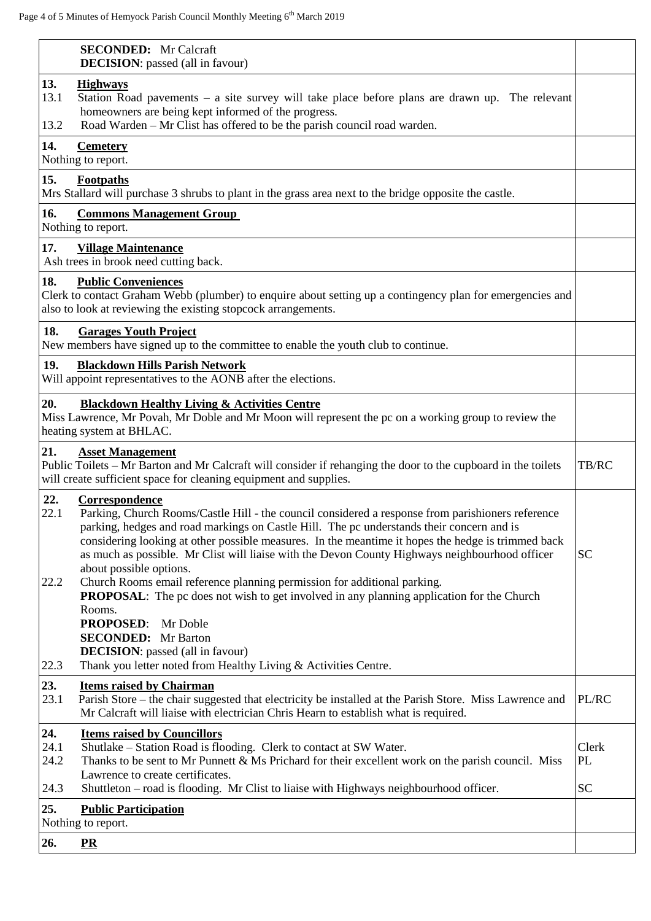| | |
|---|---|
| **SECONDED:** Mr Calcraft<br>**DECISION**: passed (all in favour) | |
| **13. Highways**<br>13.1 Station Road pavements – a site survey will take place before plans are drawn up. The relevant homeowners are being kept informed of the progress.<br>13.2 Road Warden – Mr Clist has offered to be the parish council road warden. | |
| **14. Cemetery**<br>Nothing to report. | |
| **15. Footpaths**<br>Mrs Stallard will purchase 3 shrubs to plant in the grass area next to the bridge opposite the castle. | |
| **16. Commons Management Group**<br>Nothing to report. | |
| **17. Village Maintenance**<br>Ash trees in brook need cutting back. | |
| **18. Public Conveniences**<br>Clerk to contact Graham Webb (plumber) to enquire about setting up a contingency plan for emergencies and also to look at reviewing the existing stopcock arrangements. | |
| **18. Garages Youth Project**<br>New members have signed up to the committee to enable the youth club to continue. | |
| **19. Blackdown Hills Parish Network**<br>Will appoint representatives to the AONB after the elections. | |
| **20. Blackdown Healthy Living & Activities Centre**<br>Miss Lawrence, Mr Povah, Mr Doble and Mr Moon will represent the pc on a working group to review the heating system at BHLAC. | |
| **21. Asset Management**<br>Public Toilets – Mr Barton and Mr Calcraft will consider if rehanging the door to the cupboard in the toilets will create sufficient space for cleaning equipment and supplies. | TB/RC |
| **22. Correspondence**<br>22.1 Parking, Church Rooms/Castle Hill - the council considered a response from parishioners reference parking, hedges and road markings on Castle Hill. The pc understands their concern and is considering looking at other possible measures. In the meantime it hopes the hedge is trimmed back as much as possible. Mr Clist will liaise with the Devon County Highways neighbourhood officer about possible options.<br>22.2 Church Rooms email reference planning permission for additional parking.<br>**PROPOSAL**: The pc does not wish to get involved in any planning application for the Church Rooms.<br>**PROPOSED**: Mr Doble<br>**SECONDED:** Mr Barton<br>**DECISION**: passed (all in favour)<br>22.3 Thank you letter noted from Healthy Living & Activities Centre. | SC |
| **23. Items raised by Chairman**<br>23.1 Parish Store – the chair suggested that electricity be installed at the Parish Store. Miss Lawrence and Mr Calcraft will liaise with electrician Chris Hearn to establish what is required. | PL/RC |
| **24. Items raised by Councillors**<br>24.1 Shutlake – Station Road is flooding. Clerk to contact at SW Water.<br>24.2 Thanks to be sent to Mr Punnett & Ms Prichard for their excellent work on the parish council. Miss Lawrence to create certificates.<br>24.3 Shuttleton – road is flooding. Mr Clist to liaise with Highways neighbourhood officer. | Clerk<br>PL<br><br>SC |
| **25. Public Participation**<br>Nothing to report. | |
| **26. PR** | |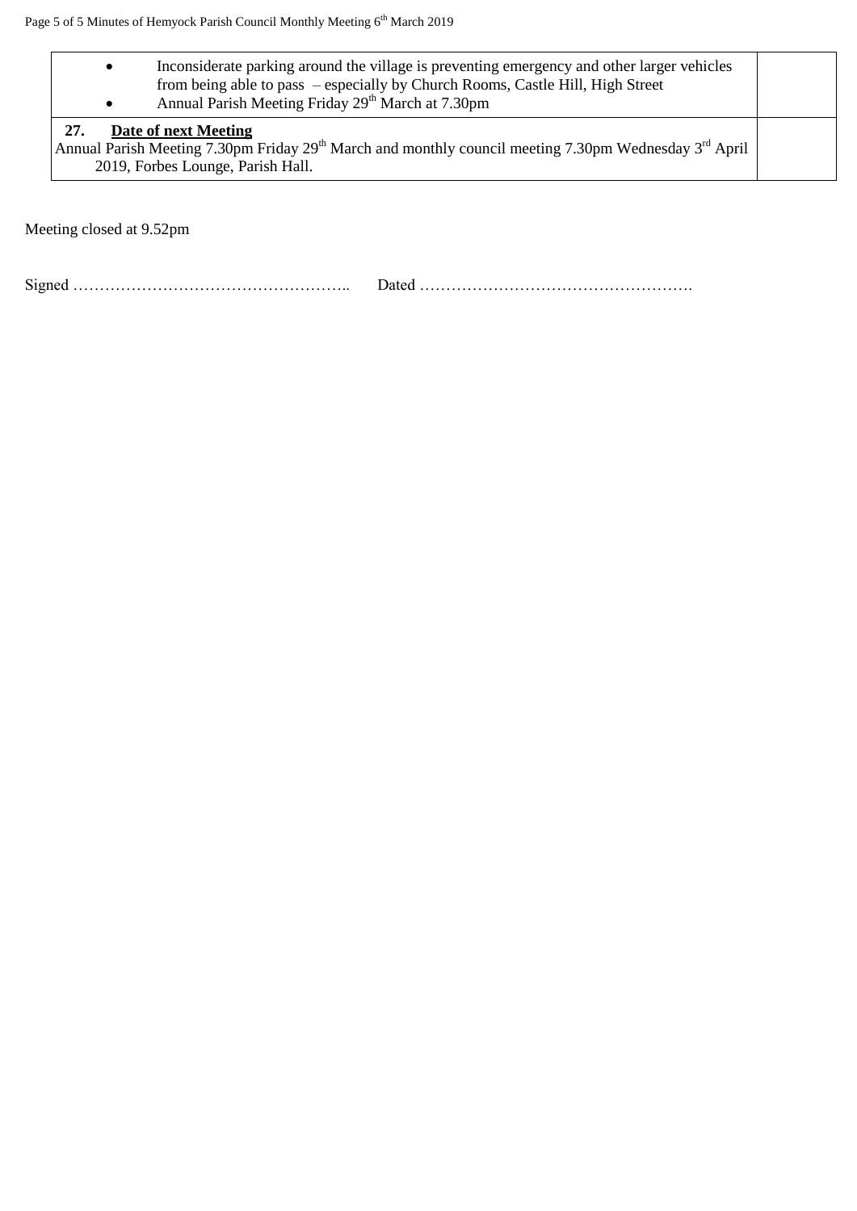| | |
|---|---|
| • Inconsiderate parking around the village is preventing emergency and other larger vehicles from being able to pass – especially by Church Rooms, Castle Hill, High Street<br>• Annual Parish Meeting Friday 29th March at 7.30pm | |
| **27. <u>Date of next Meeting</u>**<br>Annual Parish Meeting 7.30pm Friday 29th March and monthly council meeting 7.30pm Wednesday 3rd April 2019, Forbes Lounge, Parish Hall. | |

Meeting closed at 9.52pm

Signed …………………………………………….. Dated …………………………………………….